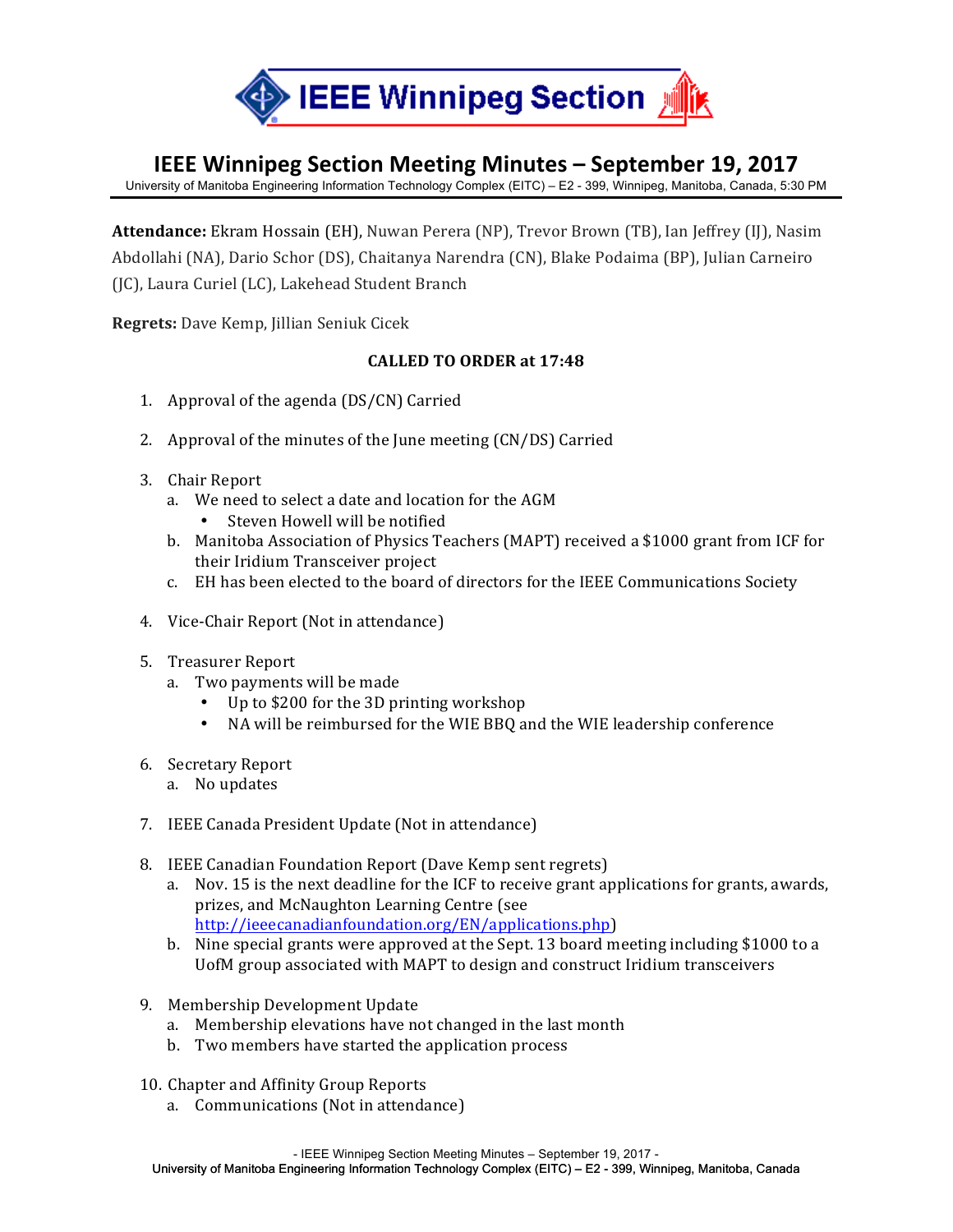# IEEE Winnipeg Section Meeting Minutes – September 19, 2017

University of Manitoba Engineering Information Technology Complex (EITC) – E2 - 399, Winnipeg, Manitoba, Canada, 5:30 PM

**Attendance:** Ekram Hossain (EH), Nuwan Perera (NP), Trevor Brown (TB), Ian Jeffrey (IJ), Nasim Abdollahi (NA), Dario Schor (DS), Chaitanya Narendra (CN), Blake Podaima (BP), Julian Carneiro (JC), Laura Curiel (LC), Lakehead Student Branch

**Regrets:** Dave Kemp, Jillian Seniuk Cicek

**CALLED TO ORDER at 17:48**

1. Approval of the agenda (DS/CN) Carried
2. Approval of the minutes of the June meeting (CN/DS) Carried
3. Chair Report
   a. We need to select a date and location for the AGM
      - Steven Howell will be notified
   
   b. Manitoba Association of Physics Teachers (MAPT) received a $1000 grant from ICF for their Iridium Transceiver project
   
   c. EH has been elected to the board of directors for the IEEE Communications Society
4. Vice-Chair Report (Not in attendance)
5. Treasurer Report
   a. Two payments will be made
      - Up to $200 for the 3D printing workshop
      - NA will be reimbursed for the WIE BBQ and the WIE leadership conference
6. Secretary Report
   a. No updates
7. IEEE Canada President Update (Not in attendance)
8. IEEE Canadian Foundation Report (Dave Kemp sent regrets)
   a. Nov. 15 is the next deadline for the ICF to receive grant applications for grants, awards, prizes, and McNaughton Learning Centre (see http://ieeecanadianfoundation.org/EN/applications.php)
   
   b. Nine special grants were approved at the Sept. 13 board meeting including $1000 to a UofM group associated with MAPT to design and construct Iridium transceivers
9. Membership Development Update
   a. Membership elevations have not changed in the last month
   
   b. Two members have started the application process
10. Chapter and Affinity Group Reports
    a. Communications (Not in attendance)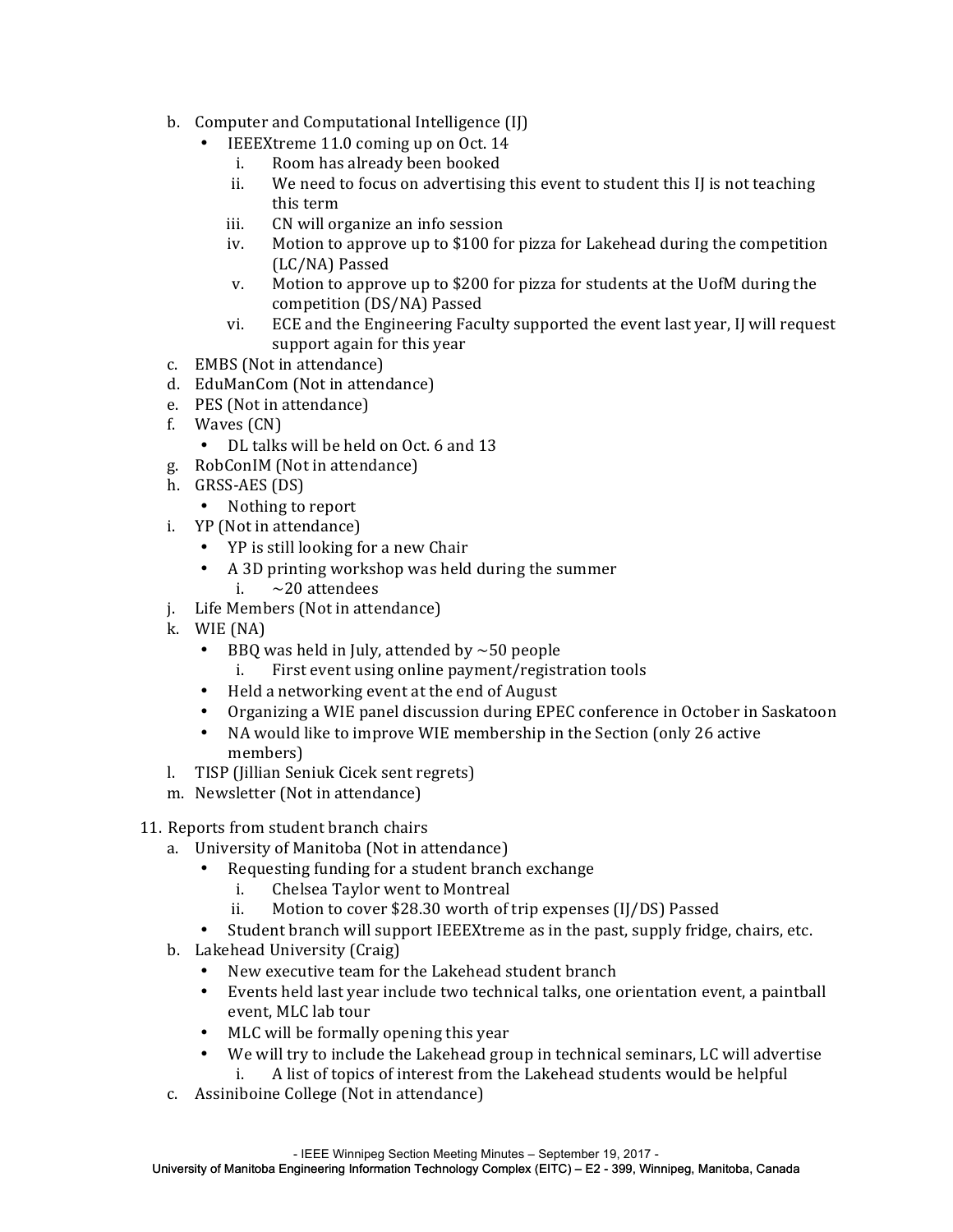b. Computer and Computational Intelligence (IJ)
    - IEEEXtreme 11.0 coming up on Oct. 14
        i. Room has already been booked
        ii. We need to focus on advertising this event to student this IJ is not teaching this term
        iii. CN will organize an info session
        iv. Motion to approve up to $100 for pizza for Lakehead during the competition (LC/NA) Passed
        v. Motion to approve up to $200 for pizza for students at the UofM during the competition (DS/NA) Passed
        vi. ECE and the Engineering Faculty supported the event last year, IJ will request support again for this year

c. EMBS (Not in attendance)

d. EduManCom (Not in attendance)

e. PES (Not in attendance)

f. Waves (CN)
    - DL talks will be held on Oct. 6 and 13

g. RobConIM (Not in attendance)

h. GRSS-AES (DS)
    - Nothing to report

i. YP (Not in attendance)
    - YP is still looking for a new Chair
    - A 3D printing workshop was held during the summer
        i. ~20 attendees

j. Life Members (Not in attendance)

k. WIE (NA)
    - BBQ was held in July, attended by ~50 people
        i. First event using online payment/registration tools
    - Held a networking event at the end of August
    - Organizing a WIE panel discussion during EPEC conference in October in Saskatoon
    - NA would like to improve WIE membership in the Section (only 26 active members)

l. TISP (Jillian Seniuk Cicek sent regrets)

m. Newsletter (Not in attendance)

11. Reports from student branch chairs

a. University of Manitoba (Not in attendance)
    - Requesting funding for a student branch exchange
        i. Chelsea Taylor went to Montreal
        ii. Motion to cover $28.30 worth of trip expenses (IJ/DS) Passed
    - Student branch will support IEEEXtreme as in the past, supply fridge, chairs, etc.

b. Lakehead University (Craig)
    - New executive team for the Lakehead student branch
    - Events held last year include two technical talks, one orientation event, a paintball event, MLC lab tour
    - MLC will be formally opening this year
    - We will try to include the Lakehead group in technical seminars, LC will advertise
        i. A list of topics of interest from the Lakehead students would be helpful

c. Assiniboine College (Not in attendance)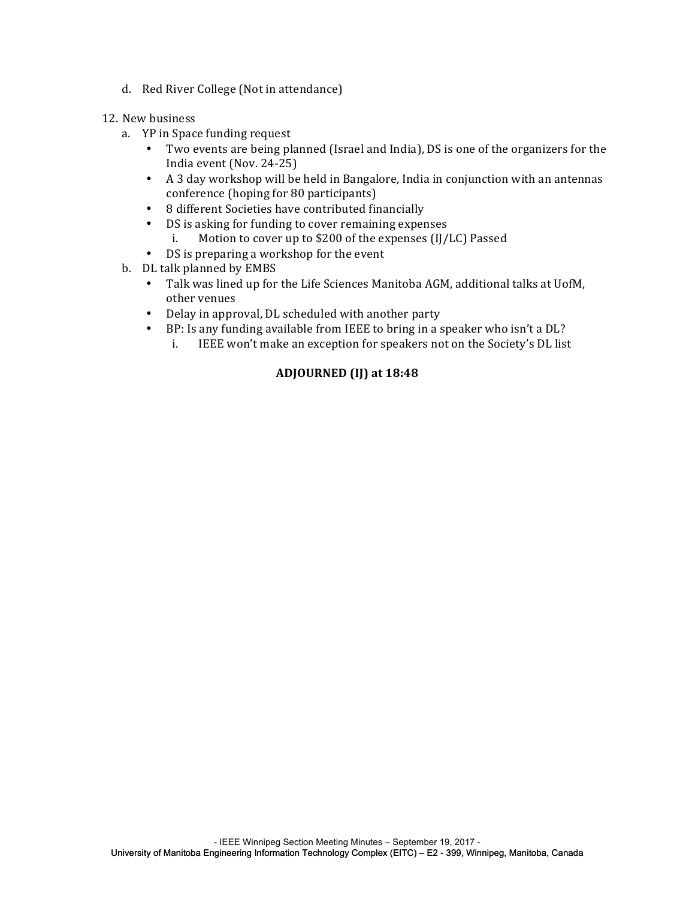d. Red River College (Not in attendance)

12. New business
    a. YP in Space funding request
        - Two events are being planned (Israel and India), DS is one of the organizers for the India event (Nov. 24-25)
        - A 3 day workshop will be held in Bangalore, India in conjunction with an antennas conference (hoping for 80 participants)
        - 8 different Societies have contributed financially
        - DS is asking for funding to cover remaining expenses
            i. Motion to cover up to $200 of the expenses (IJ/LC) Passed
        - DS is preparing a workshop for the event
    b. DL talk planned by EMBS
        - Talk was lined up for the Life Sciences Manitoba AGM, additional talks at UofM, other venues
        - Delay in approval, DL scheduled with another party
        - BP: Is any funding available from IEEE to bring in a speaker who isn't a DL?
            i. IEEE won't make an exception for speakers not on the Society's DL list

**ADJOURNED (IJ) at 18:48**